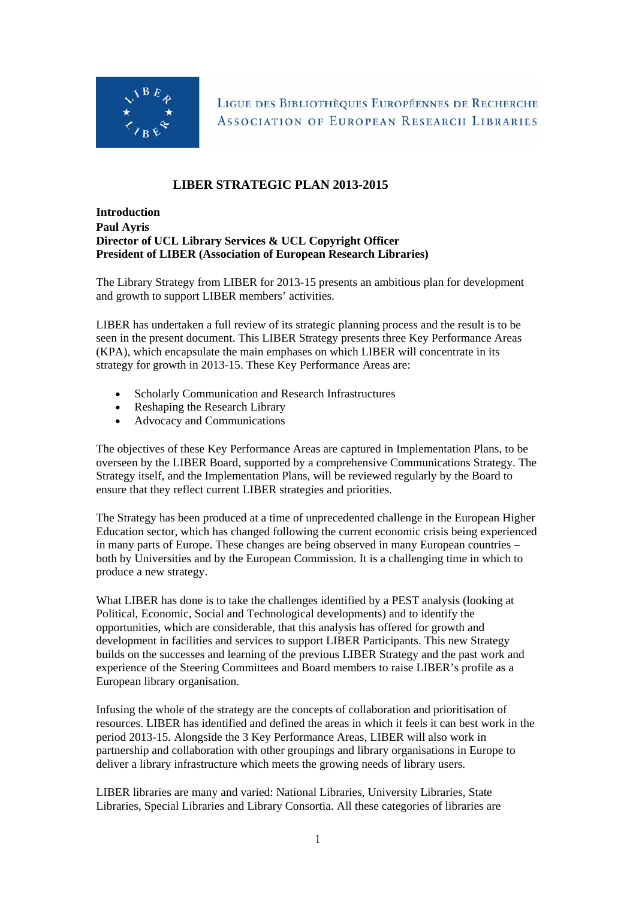LIGUE DES BIBLIOTHÈQUES EUROPÉENNES DE RECHERCHE
ASSOCIATION OF EUROPEAN RESEARCH LIBRARIES

# LIBER STRATEGIC PLAN 2013-2015

**Introduction**
**Paul Ayris**
**Director of UCL Library Services & UCL Copyright Officer**
**President of LIBER (Association of European Research Libraries)**

The Library Strategy from LIBER for 2013-15 presents an ambitious plan for development and growth to support LIBER members' activities.

LIBER has undertaken a full review of its strategic planning process and the result is to be seen in the present document. This LIBER Strategy presents three Key Performance Areas (KPA), which encapsulate the main emphases on which LIBER will concentrate in its strategy for growth in 2013-15. These Key Performance Areas are:

- Scholarly Communication and Research Infrastructures
- Reshaping the Research Library
- Advocacy and Communications

The objectives of these Key Performance Areas are captured in Implementation Plans, to be overseen by the LIBER Board, supported by a comprehensive Communications Strategy. The Strategy itself, and the Implementation Plans, will be reviewed regularly by the Board to ensure that they reflect current LIBER strategies and priorities.

The Strategy has been produced at a time of unprecedented challenge in the European Higher Education sector, which has changed following the current economic crisis being experienced in many parts of Europe. These changes are being observed in many European countries – both by Universities and by the European Commission. It is a challenging time in which to produce a new strategy.

What LIBER has done is to take the challenges identified by a PEST analysis (looking at Political, Economic, Social and Technological developments) and to identify the opportunities, which are considerable, that this analysis has offered for growth and development in facilities and services to support LIBER Participants. This new Strategy builds on the successes and learning of the previous LIBER Strategy and the past work and experience of the Steering Committees and Board members to raise LIBER's profile as a European library organisation.

Infusing the whole of the strategy are the concepts of collaboration and prioritisation of resources. LIBER has identified and defined the areas in which it feels it can best work in the period 2013-15. Alongside the 3 Key Performance Areas, LIBER will also work in partnership and collaboration with other groupings and library organisations in Europe to deliver a library infrastructure which meets the growing needs of library users.

LIBER libraries are many and varied: National Libraries, University Libraries, State Libraries, Special Libraries and Library Consortia. All these categories of libraries are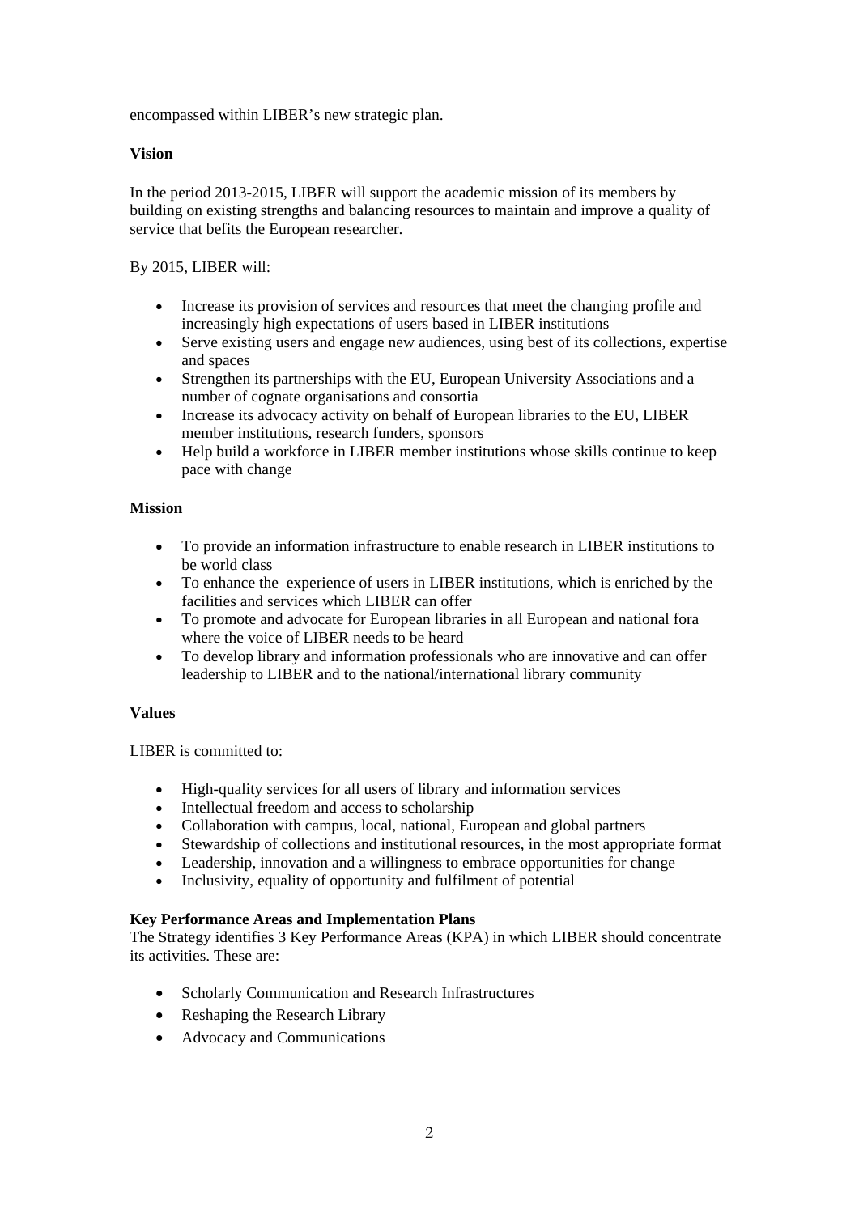encompassed within LIBER's new strategic plan.

**Vision**

In the period 2013-2015, LIBER will support the academic mission of its members by building on existing strengths and balancing resources to maintain and improve a quality of service that befits the European researcher.

By 2015, LIBER will:

- Increase its provision of services and resources that meet the changing profile and increasingly high expectations of users based in LIBER institutions
- Serve existing users and engage new audiences, using best of its collections, expertise and spaces
- Strengthen its partnerships with the EU, European University Associations and a number of cognate organisations and consortia
- Increase its advocacy activity on behalf of European libraries to the EU, LIBER member institutions, research funders, sponsors
- Help build a workforce in LIBER member institutions whose skills continue to keep pace with change

**Mission**

- To provide an information infrastructure to enable research in LIBER institutions to be world class
- To enhance the experience of users in LIBER institutions, which is enriched by the facilities and services which LIBER can offer
- To promote and advocate for European libraries in all European and national fora where the voice of LIBER needs to be heard
- To develop library and information professionals who are innovative and can offer leadership to LIBER and to the national/international library community

**Values**

LIBER is committed to:

- High-quality services for all users of library and information services
- Intellectual freedom and access to scholarship
- Collaboration with campus, local, national, European and global partners
- Stewardship of collections and institutional resources, in the most appropriate format
- Leadership, innovation and a willingness to embrace opportunities for change
- Inclusivity, equality of opportunity and fulfilment of potential

**Key Performance Areas and Implementation Plans**

The Strategy identifies 3 Key Performance Areas (KPA) in which LIBER should concentrate its activities. These are:

- Scholarly Communication and Research Infrastructures
- Reshaping the Research Library
- Advocacy and Communications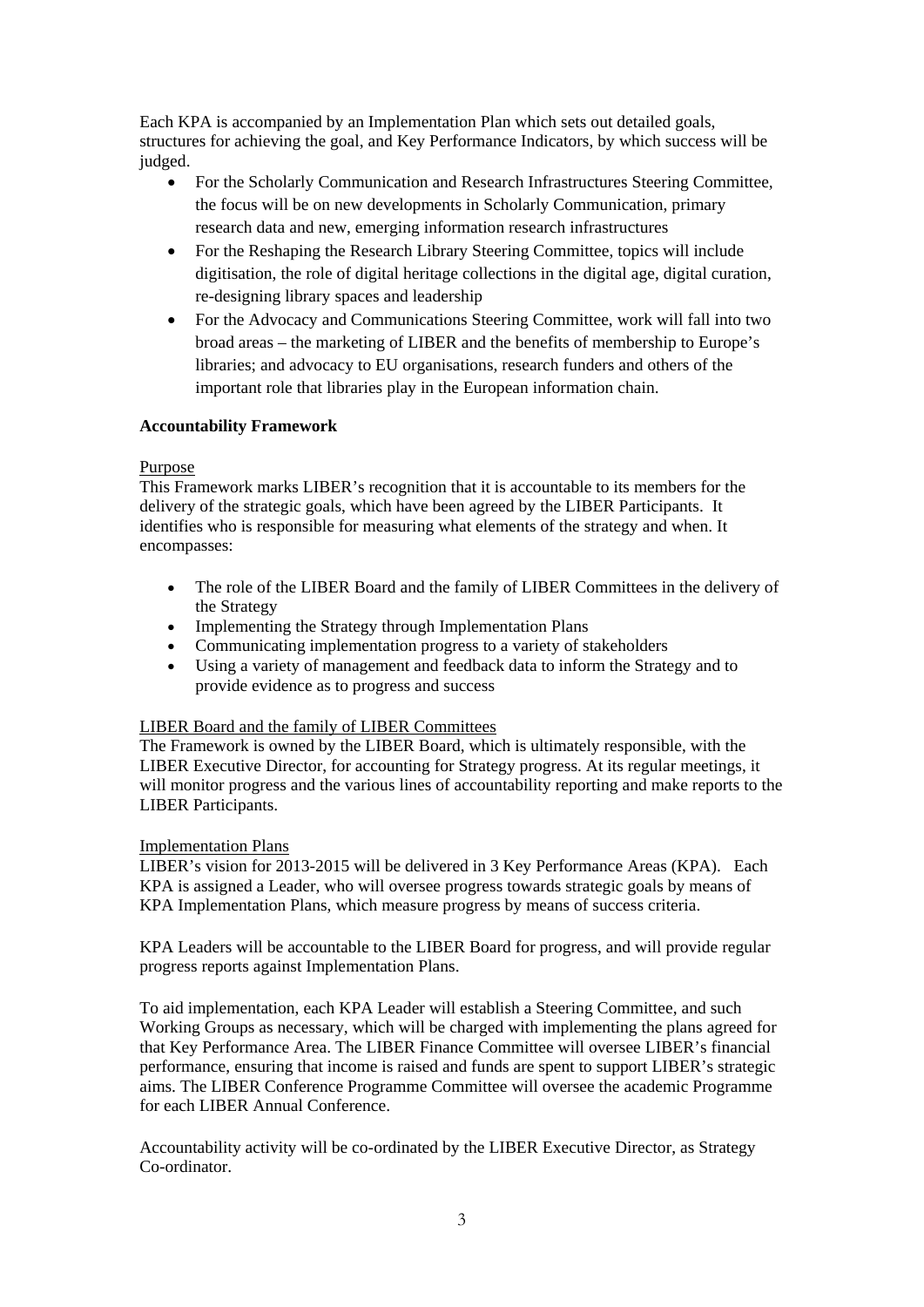Each KPA is accompanied by an Implementation Plan which sets out detailed goals, structures for achieving the goal, and Key Performance Indicators, by which success will be judged.

- For the Scholarly Communication and Research Infrastructures Steering Committee, the focus will be on new developments in Scholarly Communication, primary research data and new, emerging information research infrastructures
- For the Reshaping the Research Library Steering Committee, topics will include digitisation, the role of digital heritage collections in the digital age, digital curation, re-designing library spaces and leadership
- For the Advocacy and Communications Steering Committee, work will fall into two broad areas – the marketing of LIBER and the benefits of membership to Europe's libraries; and advocacy to EU organisations, research funders and others of the important role that libraries play in the European information chain.

**Accountability Framework**

Purpose

This Framework marks LIBER's recognition that it is accountable to its members for the delivery of the strategic goals, which have been agreed by the LIBER Participants. It identifies who is responsible for measuring what elements of the strategy and when. It encompasses:

- The role of the LIBER Board and the family of LIBER Committees in the delivery of the Strategy
- Implementing the Strategy through Implementation Plans
- Communicating implementation progress to a variety of stakeholders
- Using a variety of management and feedback data to inform the Strategy and to provide evidence as to progress and success

LIBER Board and the family of LIBER Committees

The Framework is owned by the LIBER Board, which is ultimately responsible, with the LIBER Executive Director, for accounting for Strategy progress. At its regular meetings, it will monitor progress and the various lines of accountability reporting and make reports to the LIBER Participants.

Implementation Plans

LIBER's vision for 2013-2015 will be delivered in 3 Key Performance Areas (KPA). Each KPA is assigned a Leader, who will oversee progress towards strategic goals by means of KPA Implementation Plans, which measure progress by means of success criteria.

KPA Leaders will be accountable to the LIBER Board for progress, and will provide regular progress reports against Implementation Plans.

To aid implementation, each KPA Leader will establish a Steering Committee, and such Working Groups as necessary, which will be charged with implementing the plans agreed for that Key Performance Area. The LIBER Finance Committee will oversee LIBER's financial performance, ensuring that income is raised and funds are spent to support LIBER's strategic aims. The LIBER Conference Programme Committee will oversee the academic Programme for each LIBER Annual Conference.

Accountability activity will be co-ordinated by the LIBER Executive Director, as Strategy Co-ordinator.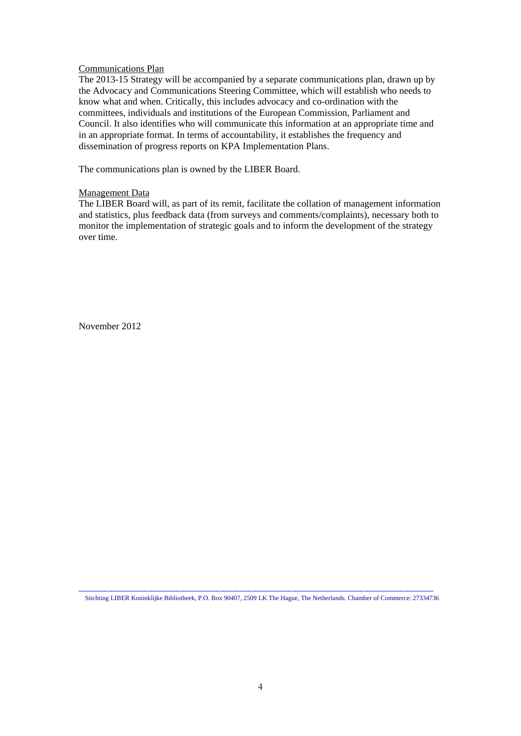<u>Communications Plan</u>

The 2013-15 Strategy will be accompanied by a separate communications plan, drawn up by the Advocacy and Communications Steering Committee, which will establish who needs to know what and when. Critically, this includes advocacy and co-ordination with the committees, individuals and institutions of the European Commission, Parliament and Council. It also identifies who will communicate this information at an appropriate time and in an appropriate format. In terms of accountability, it establishes the frequency and dissemination of progress reports on KPA Implementation Plans.

The communications plan is owned by the LIBER Board.

<u>Management Data</u>

The LIBER Board will, as part of its remit, facilitate the collation of management information and statistics, plus feedback data (from surveys and comments/complaints), necessary both to monitor the implementation of strategic goals and to inform the development of the strategy over time.

November 2012